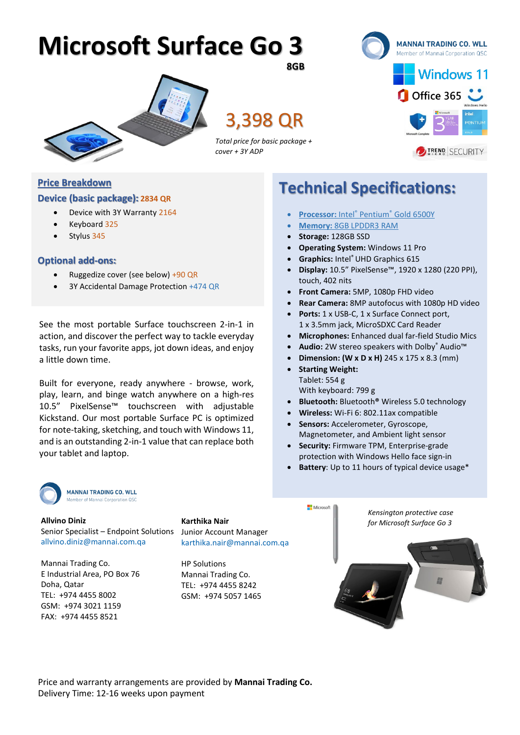# Microsoft Surface Go 3

**8GB**

## 3,398 QR

*Total price for basic package + cover + 3Y ADP*

MANNAI TRADING CO. WLL
Member of Mannai Corporation QSC

Windows 11

Office 365

TREND MICRO | SECURITY

## Price Breakdown

### Device (basic package): 2834 QR

- Device with 3Y Warranty 2164
- Keyboard 325
- Stylus 345

### Optional add-ons:

- Ruggedize cover (see below) +90 QR
- 3Y Accidental Damage Protection +474 QR

See the most portable Surface touchscreen 2-in-1 in action, and discover the perfect way to tackle everyday tasks, run your favorite apps, jot down ideas, and enjoy a little down time.

Built for everyone, ready anywhere - browse, work, play, learn, and binge watch anywhere on a high-res 10.5" PixelSense™ touchscreen with adjustable Kickstand. Our most portable Surface PC is optimized for note-taking, sketching, and touch with Windows 11, and is an outstanding 2-in-1 value that can replace both your tablet and laptop.

## Technical Specifications:

- **Processor:** Intel® Pentium® Gold 6500Y
- **Memory:** 8GB LPDDR3 RAM
- **Storage:** 128GB SSD
- **Operating System:** Windows 11 Pro
- **Graphics:** Intel® UHD Graphics 615
- **Display:** 10.5" PixelSense™, 1920 x 1280 (220 PPI), touch, 402 nits
- **Front Camera:** 5MP, 1080p FHD video
- **Rear Camera:** 8MP autofocus with 1080p HD video
- **Ports:** 1 x USB-C, 1 x Surface Connect port, 1 x 3.5mm jack, MicroSDXC Card Reader
- **Microphones:** Enhanced dual far-field Studio Mics
- **Audio:** 2W stereo speakers with Dolby® Audio™
- **Dimension: (W x D x H)** 245 x 175 x 8.3 (mm)
- **Starting Weight:**
  Tablet: 554 g
  With keyboard: 799 g
- **Bluetooth®** Wireless 5.0 technology
- **Wireless:** Wi-Fi 6: 802.11ax compatible
- **Sensors:** Accelerometer, Gyroscope, Magnetometer, and Ambient light sensor
- **Security:** Firmware TPM, Enterprise-grade protection with Windows Hello face sign-in
- **Battery**: Up to 11 hours of typical device usage*

*Kensington protective case for Microsoft Surface Go 3*

MANNAI TRADING CO. WLL
Member of Mannai Corporation QSC

**Allvino Diniz**
Senior Specialist – Endpoint Solutions
allvino.diniz@mannai.com.qa

Mannai Trading Co.
E Industrial Area, PO Box 76
Doha, Qatar
TEL: +974 4455 8002
GSM: +974 3021 1159
FAX: +974 4455 8521

**Karthika Nair**
Junior Account Manager
karthika.nair@mannai.com.qa

HP Solutions
Mannai Trading Co.
TEL: +974 4455 8242
GSM: +974 5057 1465

Price and warranty arrangements are provided by **Mannai Trading Co.**
Delivery Time: 12-16 weeks upon payment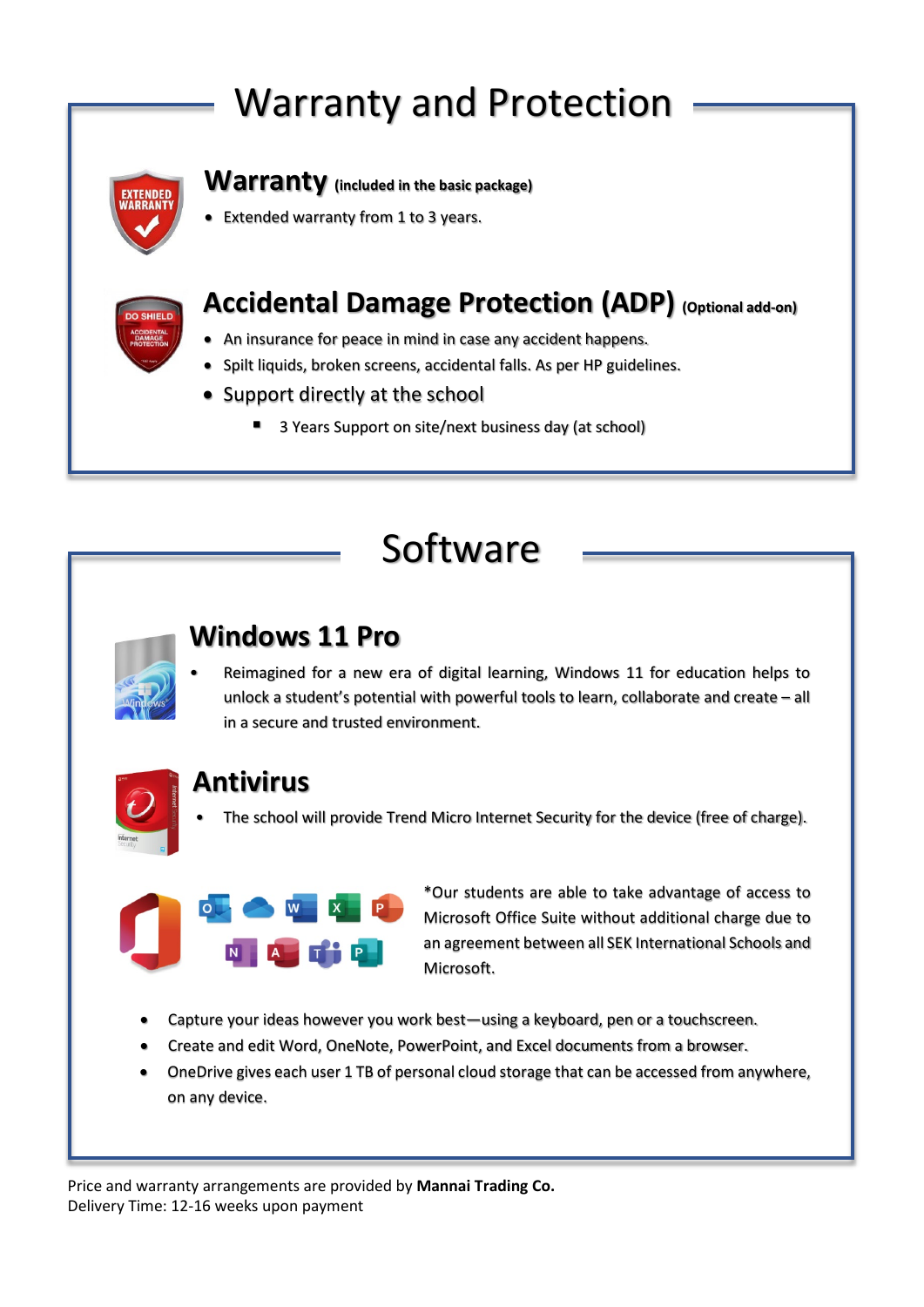# Warranty and Protection

## Warranty (included in the basic package)

- Extended warranty from 1 to 3 years.

## Accidental Damage Protection (ADP) (Optional add-on)

- An insurance for peace in mind in case any accident happens.
- Spilt liquids, broken screens, accidental falls. As per HP guidelines.
- Support directly at the school
  - 3 Years Support on site/next business day (at school)

# Software

## Windows 11 Pro

- Reimagined for a new era of digital learning, Windows 11 for education helps to unlock a student's potential with powerful tools to learn, collaborate and create – all in a secure and trusted environment.

## Antivirus

- The school will provide Trend Micro Internet Security for the device (free of charge).

*Our students are able to take advantage of access to Microsoft Office Suite without additional charge due to an agreement between all SEK International Schools and Microsoft.

- Capture your ideas however you work best—using a keyboard, pen or a touchscreen.
- Create and edit Word, OneNote, PowerPoint, and Excel documents from a browser.
- OneDrive gives each user 1 TB of personal cloud storage that can be accessed from anywhere, on any device.

Price and warranty arrangements are provided by **Mannai Trading Co.**
Delivery Time: 12-16 weeks upon payment